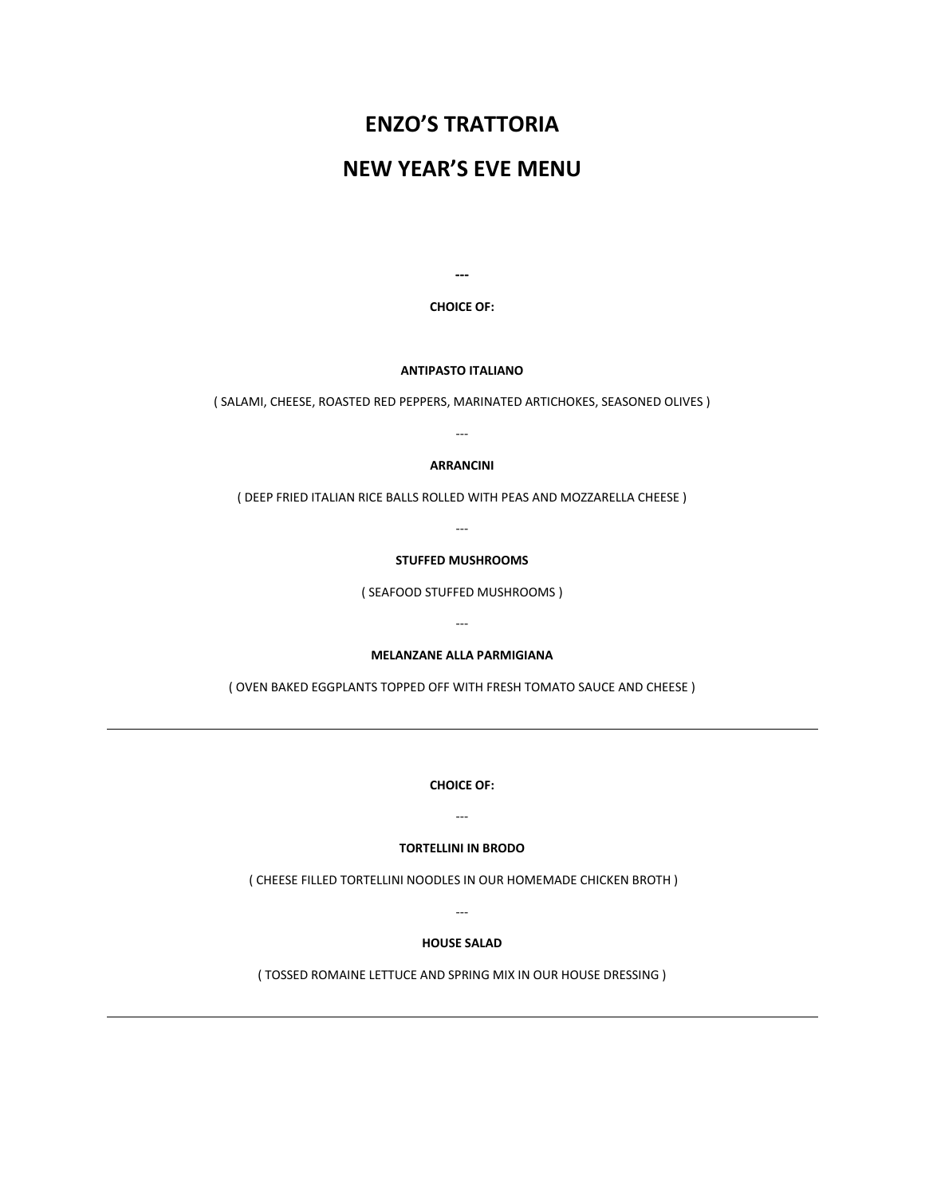# ENZO'S TRATTORIA

# NEW YEAR'S EVE MENU

---

**CHOICE OF:**

**ANTIPASTO ITALIANO**

( SALAMI, CHEESE, ROASTED RED PEPPERS, MARINATED ARTICHOKES, SEASONED OLIVES )

---

**ARRANCINI**

( DEEP FRIED ITALIAN RICE BALLS ROLLED WITH PEAS AND MOZZARELLA CHEESE )

---

**STUFFED MUSHROOMS**

( SEAFOOD STUFFED MUSHROOMS )

---

**MELANZANE ALLA PARMIGIANA**

( OVEN BAKED EGGPLANTS TOPPED OFF WITH FRESH TOMATO SAUCE AND CHEESE )

---

**CHOICE OF:**

---

**TORTELLINI IN BRODO**

( CHEESE FILLED TORTELLINI NOODLES IN OUR HOMEMADE CHICKEN BROTH )

---

**HOUSE SALAD**

( TOSSED ROMAINE LETTUCE AND SPRING MIX IN OUR HOUSE DRESSING )

---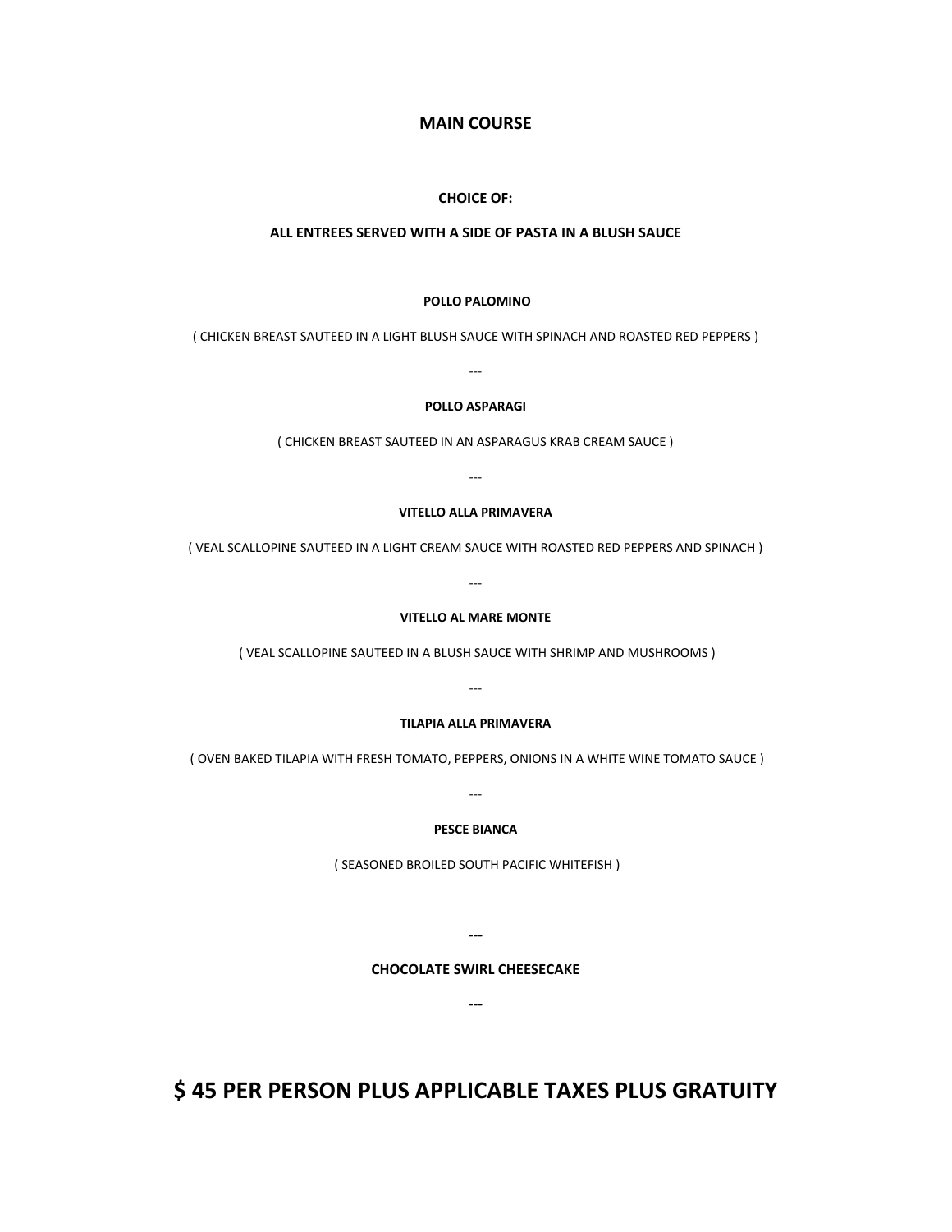## MAIN COURSE

**CHOICE OF:**

**ALL ENTREES SERVED WITH A SIDE OF PASTA IN A BLUSH SAUCE**

**POLLO PALOMINO**

( CHICKEN BREAST SAUTEED IN A LIGHT BLUSH SAUCE WITH SPINACH AND ROASTED RED PEPPERS )

---

**POLLO ASPARAGI**

( CHICKEN BREAST SAUTEED IN AN ASPARAGUS KRAB CREAM SAUCE )

---

**VITELLO ALLA PRIMAVERA**

( VEAL SCALLOPINE SAUTEED IN A LIGHT CREAM SAUCE WITH ROASTED RED PEPPERS AND SPINACH )

---

**VITELLO AL MARE MONTE**

( VEAL SCALLOPINE SAUTEED IN A BLUSH SAUCE WITH SHRIMP AND MUSHROOMS )

---

**TILAPIA ALLA PRIMAVERA**

( OVEN BAKED TILAPIA WITH FRESH TOMATO, PEPPERS, ONIONS IN A WHITE WINE TOMATO SAUCE )

---

**PESCE BIANCA**

( SEASONED BROILED SOUTH PACIFIC WHITEFISH )

---

**CHOCOLATE SWIRL CHEESECAKE**

---

# $ 45 PER PERSON PLUS APPLICABLE TAXES PLUS GRATUITY